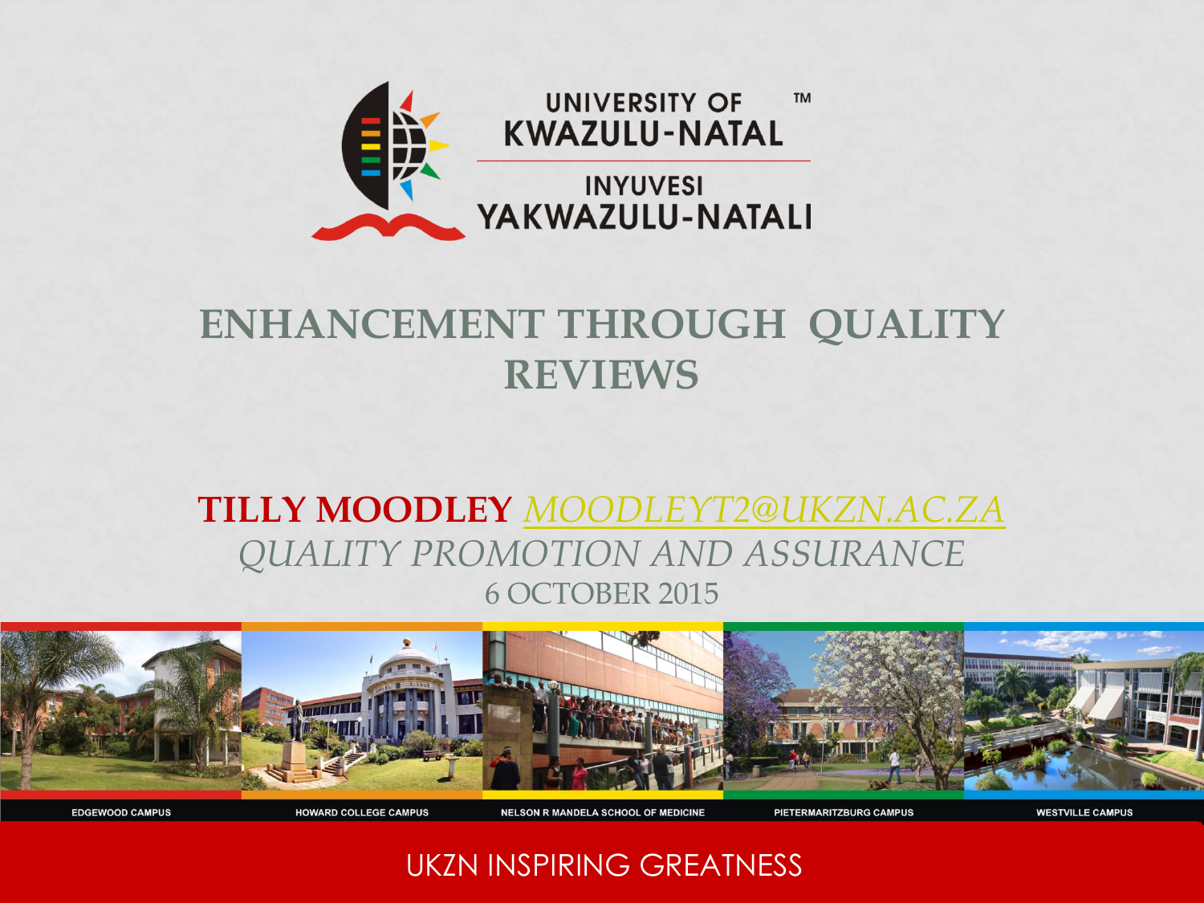UNIVERSITY OF KWAZULU-NATAL™

INYUVESI YAKWAZULU-NATALI

# ENHANCEMENT THROUGH QUALITY REVIEWS

**TILLY MOODLEY** *MOODLEYT2@UKZN.AC.ZA*

*QUALITY PROMOTION AND ASSURANCE*

6 OCTOBER 2015

EDGEWOOD CAMPUS | HOWARD COLLEGE CAMPUS | NELSON R MANDELA SCHOOL OF MEDICINE | PIETERMARITZBURG CAMPUS | WESTVILLE CAMPUS

UKZN INSPIRING GREATNESS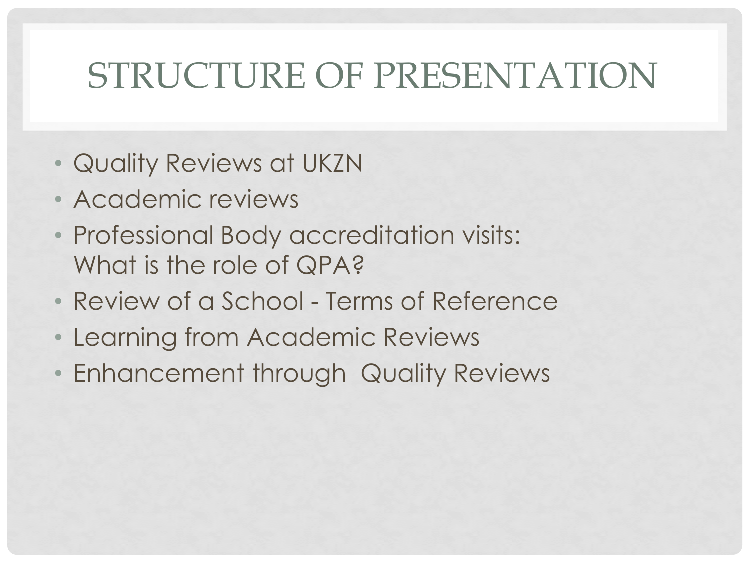# STRUCTURE OF PRESENTATION

- Quality Reviews at UKZN
- Academic reviews
- Professional Body accreditation visits: What is the role of QPA?
- Review of a School - Terms of Reference
- Learning from Academic Reviews
- Enhancement through  Quality Reviews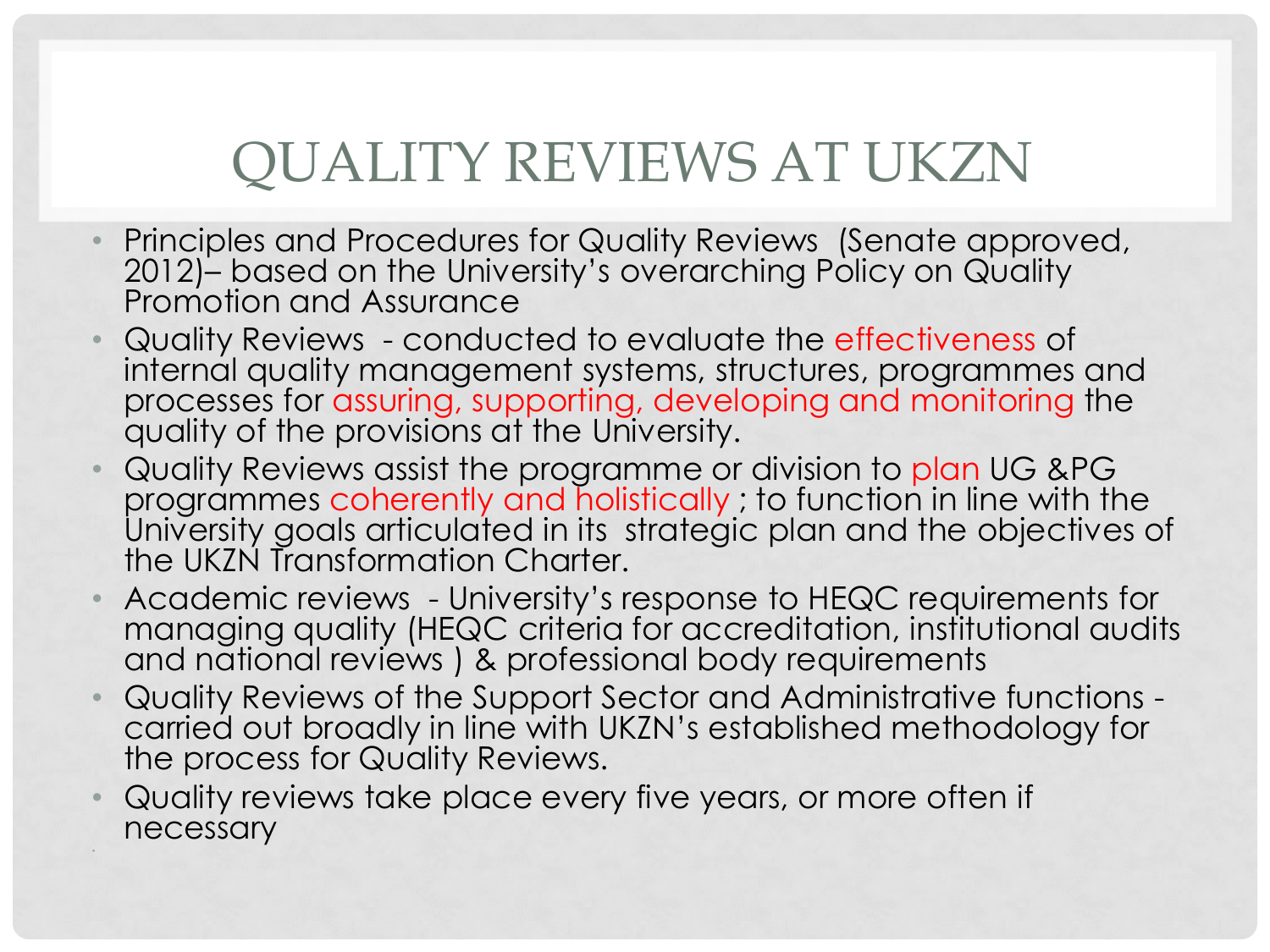# QUALITY REVIEWS AT UKZN

- Principles and Procedures for Quality Reviews (Senate approved, 2012)– based on the University's overarching Policy on Quality Promotion and Assurance
- Quality Reviews - conducted to evaluate the effectiveness of internal quality management systems, structures, programmes and processes for assuring, supporting, developing and monitoring the quality of the provisions at the University.
- Quality Reviews assist the programme or division to plan UG &PG programmes coherently and holistically ; to function in line with the University goals articulated in its strategic plan and the objectives of the UKZN Transformation Charter.
- Academic reviews - University's response to HEQC requirements for managing quality (HEQC criteria for accreditation, institutional audits and national reviews ) & professional body requirements
- Quality Reviews of the Support Sector and Administrative functions - carried out broadly in line with UKZN's established methodology for the process for Quality Reviews.
- Quality reviews take place every five years, or more often if necessary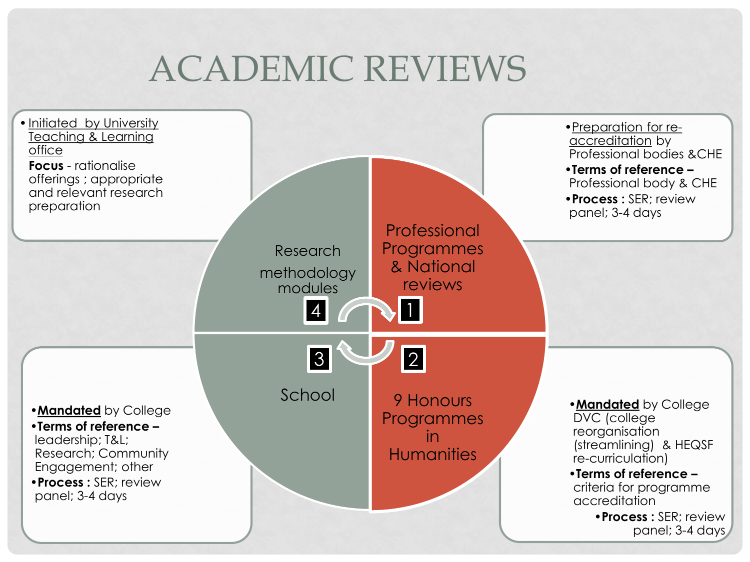# ACADEMIC REVIEWS

**1 — Professional Programmes & National reviews**

- Preparation for re-accreditation by Professional bodies &CHE
- **Terms of reference –** Professional body & CHE
- **Process :** SER; review panel; 3-4 days

**2 — 9 Honours Programmes in Humanities**

- **Mandated** by College DVC (college reorganisation (streamlining) & HEQSF re-curriculation)
- **Terms of reference –** criteria for programme accreditation
- **Process :** SER; review panel; 3-4 days

**3 — School**

- **Mandated** by College
- **Terms of reference –** leadership; T&L; Research; Community Engagement; other
- **Process :** SER; review panel; 3-4 days

**4 — Research methodology modules**

- Initiated by University Teaching & Learning office

  **Focus** - rationalise offerings ; appropriate and relevant research preparation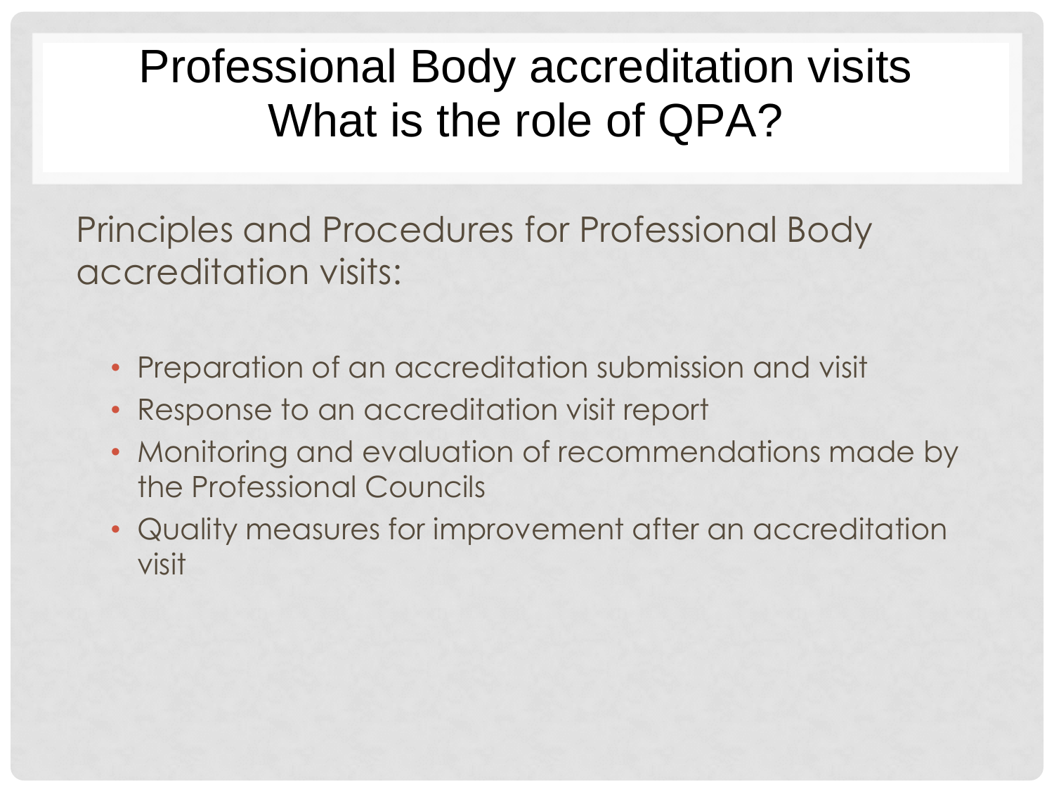# Professional Body accreditation visits
# What is the role of QPA?

Principles and Procedures for Professional Body accreditation visits:

- Preparation of an accreditation submission and visit
- Response to an accreditation visit report
- Monitoring and evaluation of recommendations made by the Professional Councils
- Quality measures for improvement after an accreditation visit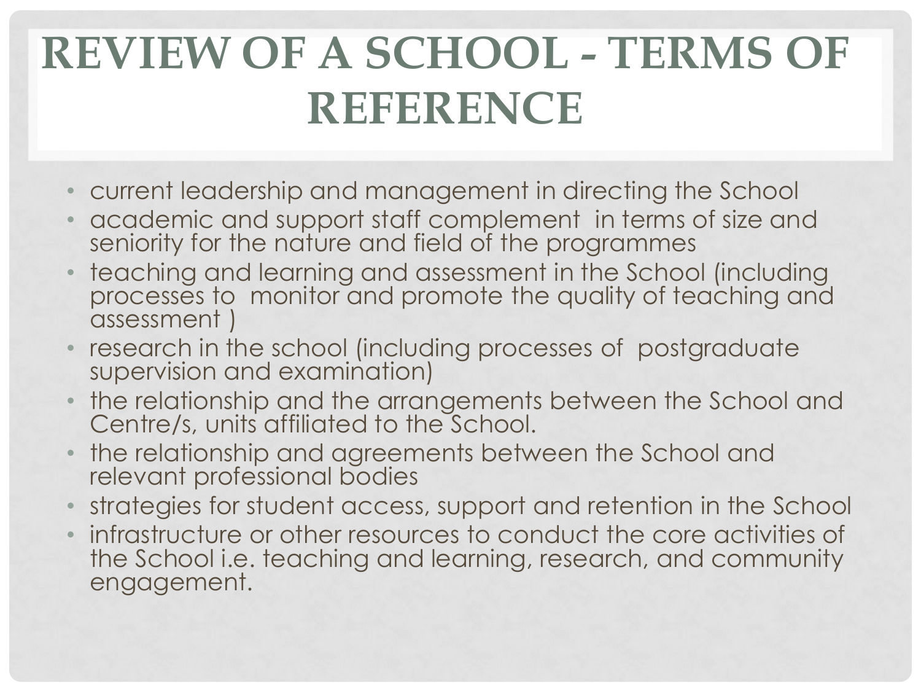# REVIEW OF A SCHOOL - TERMS OF REFERENCE

- current leadership and management in directing the School
- academic and support staff complement in terms of size and seniority for the nature and field of the programmes
- teaching and learning and assessment in the School (including processes to monitor and promote the quality of teaching and assessment )
- research in the school (including processes of postgraduate supervision and examination)
- the relationship and the arrangements between the School and Centre/s, units affiliated to the School.
- the relationship and agreements between the School and relevant professional bodies
- strategies for student access, support and retention in the School
- infrastructure or other resources to conduct the core activities of the School i.e. teaching and learning, research, and community engagement.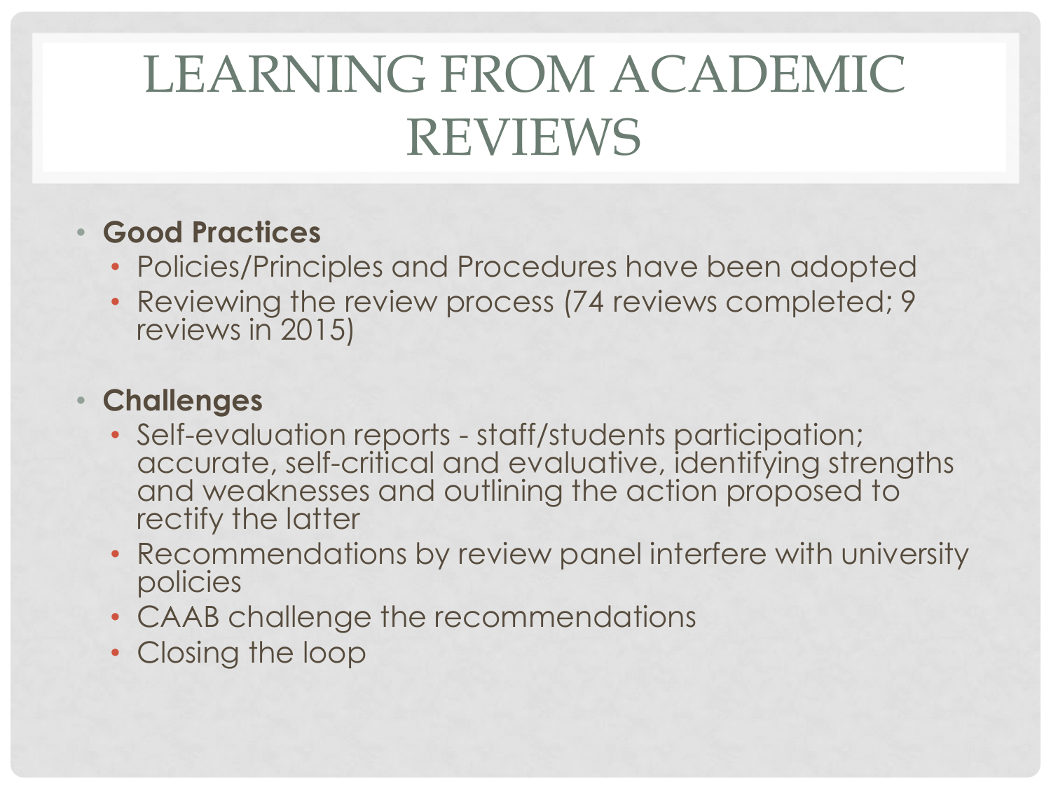# LEARNING FROM ACADEMIC REVIEWS

- **Good Practices**
  - Policies/Principles and Procedures have been adopted
  - Reviewing the review process (74 reviews completed; 9 reviews in 2015)

- **Challenges**
  - Self-evaluation reports - staff/students participation; accurate, self-critical and evaluative, identifying strengths and weaknesses and outlining the action proposed to rectify the latter
  - Recommendations by review panel interfere with university policies
  - CAAB challenge the recommendations
  - Closing the loop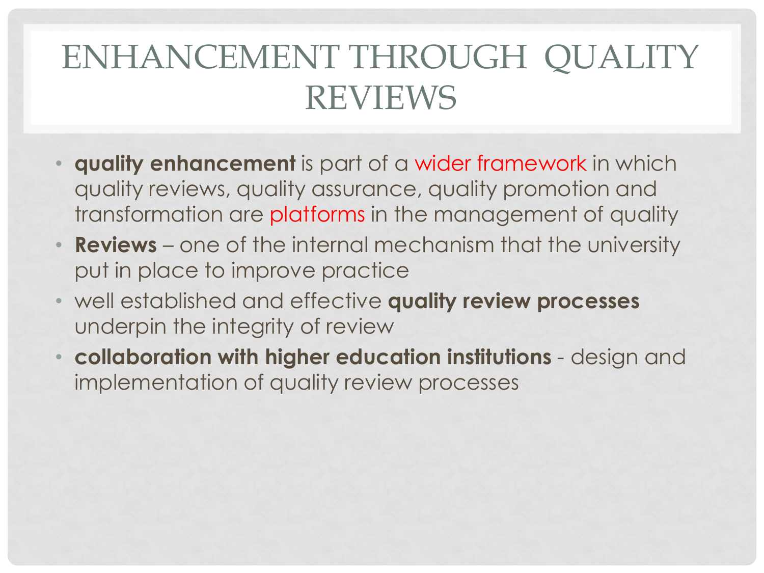# ENHANCEMENT THROUGH QUALITY REVIEWS

- **quality enhancement** is part of a wider framework in which quality reviews, quality assurance, quality promotion and transformation are platforms in the management of quality
- **Reviews** – one of the internal mechanism that the university put in place to improve practice
- well established and effective **quality review processes** underpin the integrity of review
- **collaboration with higher education institutions** - design and implementation of quality review processes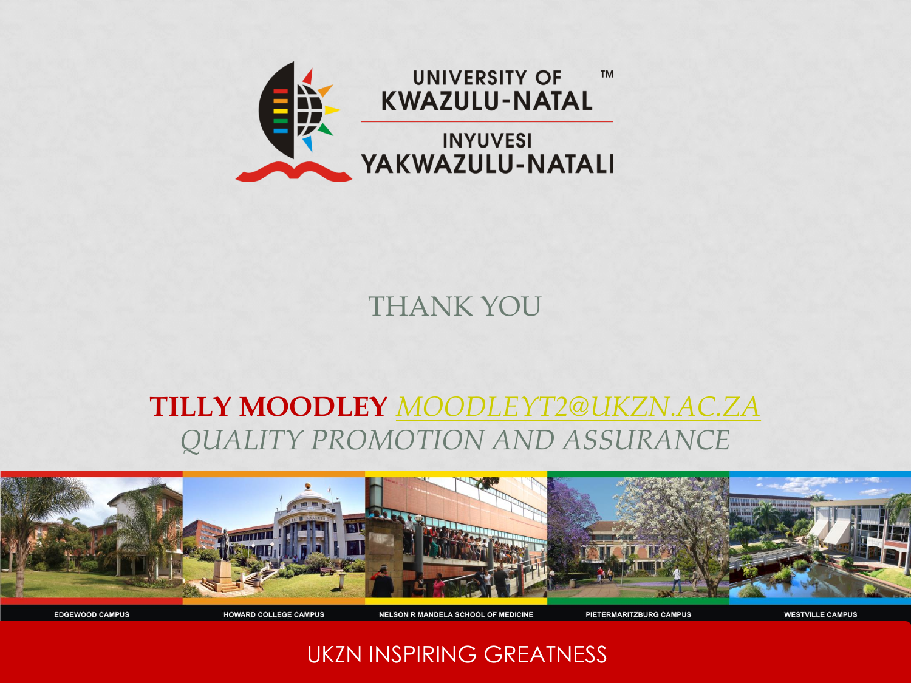UNIVERSITY OF KWAZULU-NATAL

INYUVESI YAKWAZULU-NATALI

# THANK YOU

**TILLY MOODLEY** *MOODLEYT2@UKZN.AC.ZA*

*QUALITY PROMOTION AND ASSURANCE*

EDGEWOOD CAMPUS | HOWARD COLLEGE CAMPUS | NELSON R MANDELA SCHOOL OF MEDICINE | PIETERMARITZBURG CAMPUS | WESTVILLE CAMPUS

UKZN INSPIRING GREATNESS